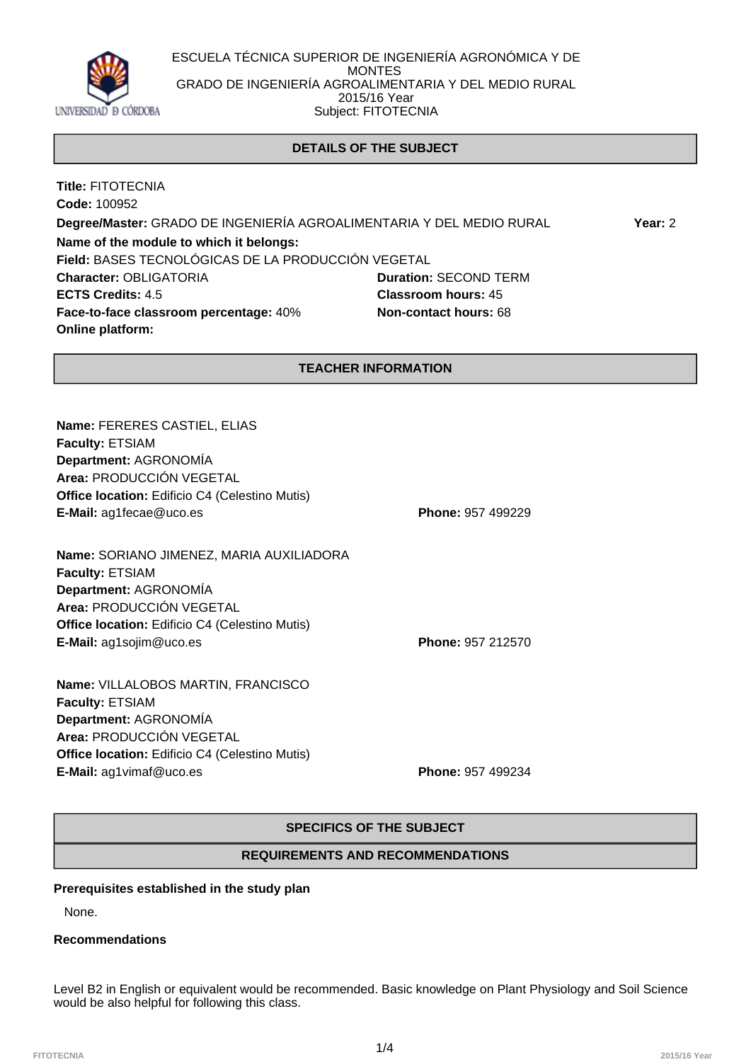ESCUELA TÉCNICA SUPERIOR DE INGENIERÍA AGRONÓMICA Y DE MONTES
GRADO DE INGENIERÍA AGROALIMENTARIA Y DEL MEDIO RURAL
2015/16 Year
Subject: FITOTECNIA

## DETAILS OF THE SUBJECT

**Title:** FITOTECNIA
**Code:** 100952
**Degree/Master:** GRADO DE INGENIERÍA AGROALIMENTARIA Y DEL MEDIO RURAL **Year:** 2
**Name of the module to which it belongs:**
**Field:** BASES TECNOLÓGICAS DE LA PRODUCCIÓN VEGETAL
**Character:** OBLIGATORIA **Duration:** SECOND TERM
**ECTS Credits:** 4.5 **Classroom hours:** 45
**Face-to-face classroom percentage:** 40% **Non-contact hours:** 68
**Online platform:**

## TEACHER INFORMATION

**Name:** FERERES CASTIEL, ELIAS
**Faculty:** ETSIAM
**Department:** AGRONOMÍA
**Area:** PRODUCCIÓN VEGETAL
**Office location:** Edificio C4 (Celestino Mutis)
**E-Mail:** ag1fecae@uco.es **Phone:** 957 499229

**Name:** SORIANO JIMENEZ, MARIA AUXILIADORA
**Faculty:** ETSIAM
**Department:** AGRONOMÍA
**Area:** PRODUCCIÓN VEGETAL
**Office location:** Edificio C4 (Celestino Mutis)
**E-Mail:** ag1sojim@uco.es **Phone:** 957 212570

**Name:** VILLALOBOS MARTIN, FRANCISCO
**Faculty:** ETSIAM
**Department:** AGRONOMÍA
**Area:** PRODUCCIÓN VEGETAL
**Office location:** Edificio C4 (Celestino Mutis)
**E-Mail:** ag1vimaf@uco.es **Phone:** 957 499234

## SPECIFICS OF THE SUBJECT

### REQUIREMENTS AND RECOMMENDATIONS

**Prerequisites established in the study plan**

None.

**Recommendations**

Level B2 in English or equivalent would be recommended. Basic knowledge on Plant Physiology and Soil Science would be also helpful for following this class.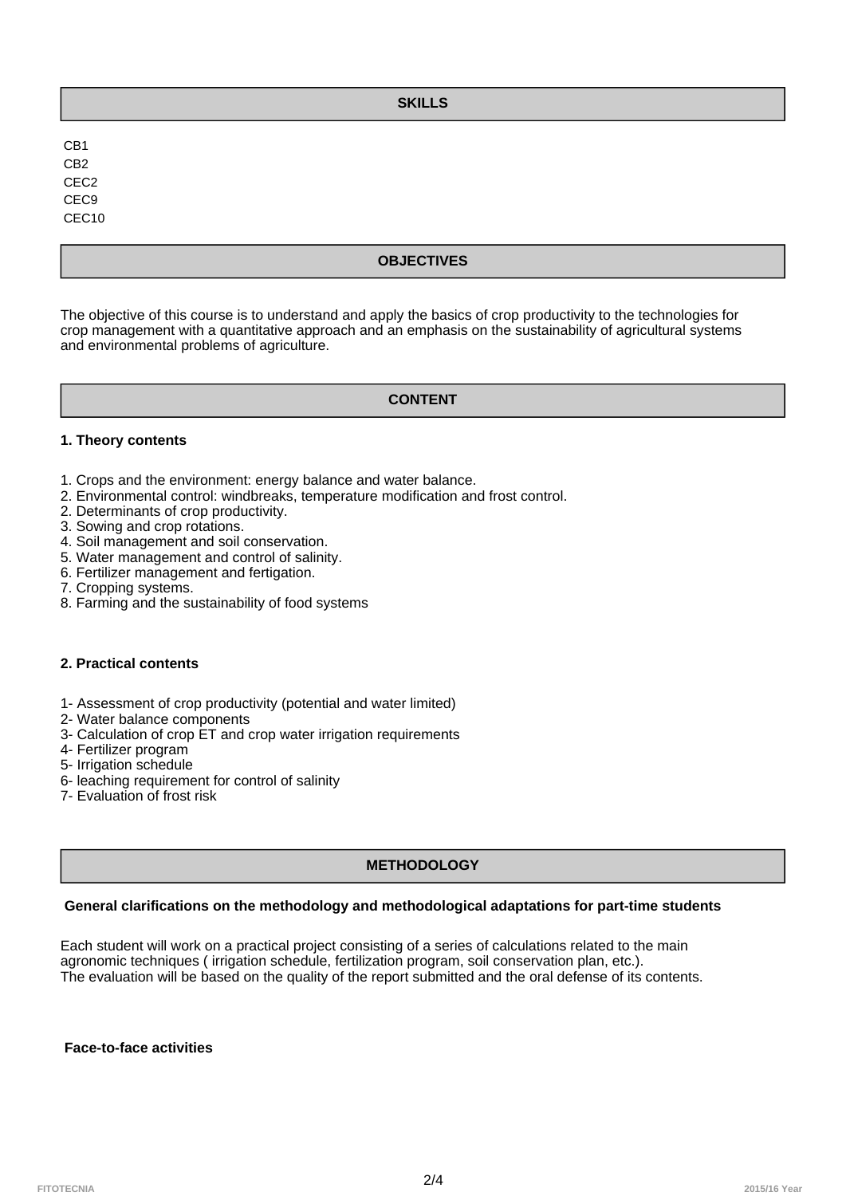## SKILLS

CB1
CB2
CEC2
CEC9
CEC10

## OBJECTIVES

The objective of this course is to understand and apply the basics of crop productivity to the technologies for crop management with a quantitative approach and an emphasis on the sustainability of agricultural systems and environmental problems of agriculture.

## CONTENT

**1. Theory contents**

1. Crops and the environment: energy balance and water balance.
2. Environmental control: windbreaks, temperature modification and frost control.
2. Determinants of crop productivity.
3. Sowing and crop rotations.
4. Soil management and soil conservation.
5. Water management and control of salinity.
6. Fertilizer management and fertigation.
7. Cropping systems.
8. Farming and the sustainability of food systems

**2. Practical contents**

1- Assessment of crop productivity (potential and water limited)
2- Water balance components
3- Calculation of crop ET and crop water irrigation requirements
4- Fertilizer program
5- Irrigation schedule
6- leaching requirement for control of salinity
7- Evaluation of frost risk

## METHODOLOGY

**General clarifications on the methodology and methodological adaptations for part-time students**

Each student will work on a practical project consisting of a series of calculations related to the main agronomic techniques ( irrigation schedule, fertilization program, soil conservation plan, etc.).
The evaluation will be based on the quality of the report submitted and the oral defense of its contents.

**Face-to-face activities**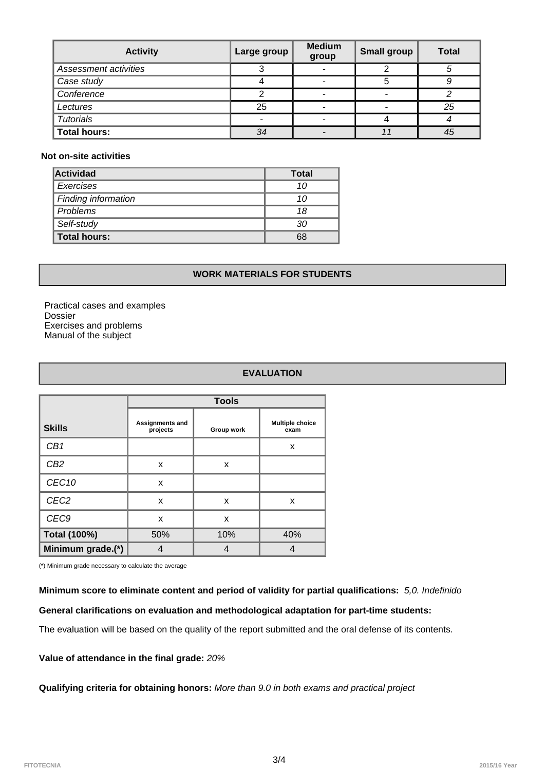| Activity | Large group | Medium group | Small group | Total |
|---|---|---|---|---|
| *Assessment activities* | 3 | - | 2 | *5* |
| *Case study* | 4 | - | 5 | *9* |
| *Conference* | 2 | - | - | *2* |
| *Lectures* | 25 | - | - | *25* |
| *Tutorials* | - | - | 4 | *4* |
| **Total hours:** | *34* | - | *11* | *45* |

**Not on-site activities**

| Actividad | Total |
|---|---|
| *Exercises* | *10* |
| *Finding information* | *10* |
| *Problems* | *18* |
| *Self-study* | *30* |
| **Total hours:** | 68 |

## WORK MATERIALS FOR STUDENTS

Practical cases and examples
Dossier
Exercises and problems
Manual of the subject

## EVALUATION

| Skills | Tools | | |
|---|---|---|---|
| | Assignments and projects | Group work | Multiple choice exam |
| *CB1* | | | x |
| *CB2* | x | x | |
| *CEC10* | x | | |
| *CEC2* | x | x | x |
| *CEC9* | x | x | |
| **Total (100%)** | 50% | 10% | 40% |
| **Minimum grade.(*)** | 4 | 4 | 4 |

(*) Minimum grade necessary to calculate the average

**Minimum score to eliminate content and period of validity for partial qualifications:** *5,0. Indefinido*

**General clarifications on evaluation and methodological adaptation for part-time students:**

The evaluation will be based on the quality of the report submitted and the oral defense of its contents.

**Value of attendance in the final grade:** *20%*

**Qualifying criteria for obtaining honors:** *More than 9.0 in both exams and practical project*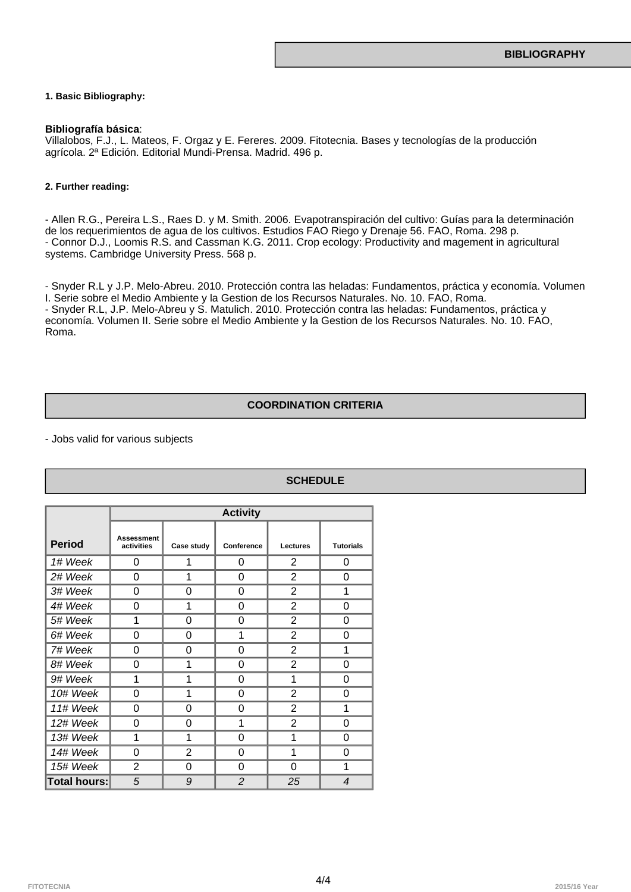## BIBLIOGRAPHY

**1. Basic Bibliography:**

**Bibliografía básica**:
Villalobos, F.J., L. Mateos, F. Orgaz y E. Fereres. 2009. Fitotecnia. Bases y tecnologías de la producción agrícola. 2ª Edición. Editorial Mundi-Prensa. Madrid. 496 p.

**2. Further reading:**

- Allen R.G., Pereira L.S., Raes D. y M. Smith. 2006. Evapotranspiración del cultivo: Guías para la determinación de los requerimientos de agua de los cultivos. Estudios FAO Riego y Drenaje 56. FAO, Roma. 298 p.
- Connor D.J., Loomis R.S. and Cassman K.G. 2011. Crop ecology: Productivity and magement in agricultural systems. Cambridge University Press. 568 p.

- Snyder R.L y J.P. Melo-Abreu. 2010. Protección contra las heladas: Fundamentos, práctica y economía. Volumen I. Serie sobre el Medio Ambiente y la Gestion de los Recursos Naturales. No. 10. FAO, Roma.
- Snyder R.L, J.P. Melo-Abreu y S. Matulich. 2010. Protección contra las heladas: Fundamentos, práctica y economía. Volumen II. Serie sobre el Medio Ambiente y la Gestion de los Recursos Naturales. No. 10. FAO, Roma.

## COORDINATION CRITERIA

- Jobs valid for various subjects

## SCHEDULE

| Period | Activity | | | | |
|---|---|---|---|---|---|
| | Assessment activities | Case study | Conference | Lectures | Tutorials |
| *1# Week* | 0 | 1 | 0 | 2 | 0 |
| *2# Week* | 0 | 1 | 0 | 2 | 0 |
| *3# Week* | 0 | 0 | 0 | 2 | 1 |
| *4# Week* | 0 | 1 | 0 | 2 | 0 |
| *5# Week* | 1 | 0 | 0 | 2 | 0 |
| *6# Week* | 0 | 0 | 1 | 2 | 0 |
| *7# Week* | 0 | 0 | 0 | 2 | 1 |
| *8# Week* | 0 | 1 | 0 | 2 | 0 |
| *9# Week* | 1 | 1 | 0 | 1 | 0 |
| *10# Week* | 0 | 1 | 0 | 2 | 0 |
| *11# Week* | 0 | 0 | 0 | 2 | 1 |
| *12# Week* | 0 | 0 | 1 | 2 | 0 |
| *13# Week* | 1 | 1 | 0 | 1 | 0 |
| *14# Week* | 0 | 2 | 0 | 1 | 0 |
| *15# Week* | 2 | 0 | 0 | 0 | 1 |
| **Total hours:** | *5* | *9* | *2* | *25* | *4* |